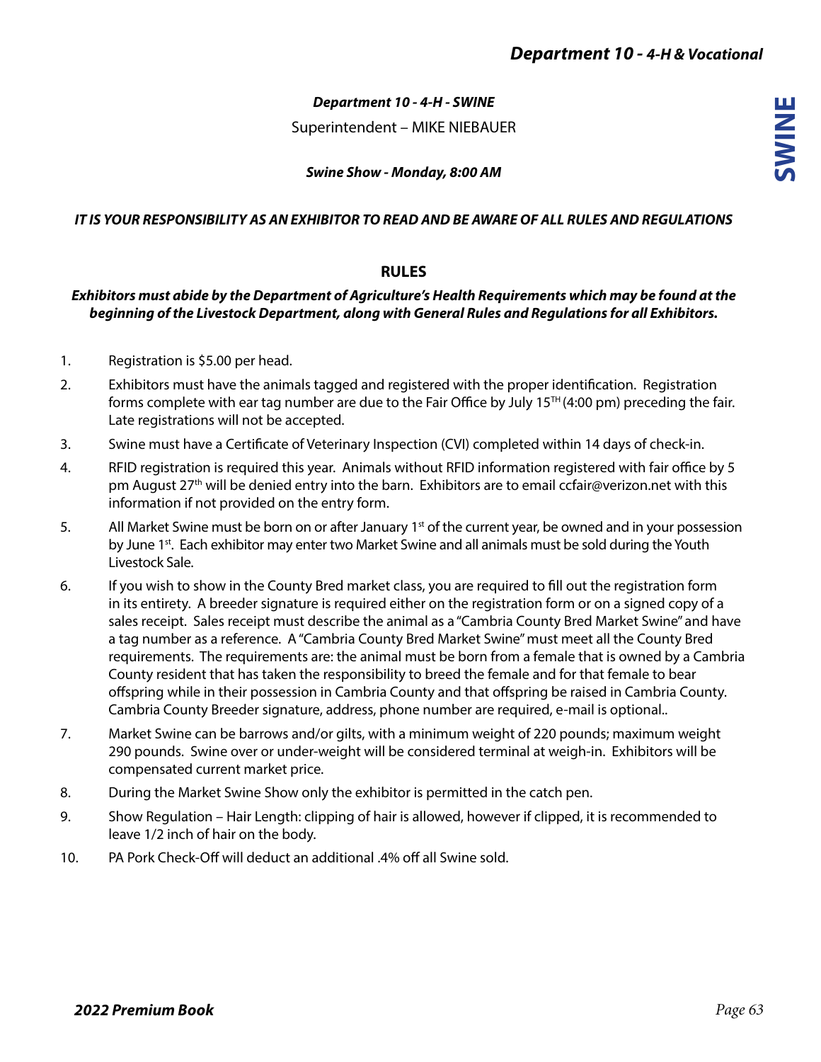## *Department 10 - 4-H - SWINE*

Superintendent – MIKE NIEBAUER

***Swine Show - Monday, 8:00 AM***

***IT IS YOUR RESPONSIBILITY AS AN EXHIBITOR TO READ AND BE AWARE OF ALL RULES AND REGULATIONS***

### RULES

***Exhibitors must abide by the Department of Agriculture's Health Requirements which may be found at the beginning of the Livestock Department, along with General Rules and Regulations for all Exhibitors.***

1. Registration is $5.00 per head.
2. Exhibitors must have the animals tagged and registered with the proper identification. Registration forms complete with ear tag number are due to the Fair Office by July 15TH (4:00 pm) preceding the fair. Late registrations will not be accepted.
3. Swine must have a Certificate of Veterinary Inspection (CVI) completed within 14 days of check-in.
4. RFID registration is required this year. Animals without RFID information registered with fair office by 5 pm August 27th will be denied entry into the barn. Exhibitors are to email ccfair@verizon.net with this information if not provided on the entry form.
5. All Market Swine must be born on or after January 1st of the current year, be owned and in your possession by June 1st. Each exhibitor may enter two Market Swine and all animals must be sold during the Youth Livestock Sale.
6. If you wish to show in the County Bred market class, you are required to fill out the registration form in its entirety. A breeder signature is required either on the registration form or on a signed copy of a sales receipt. Sales receipt must describe the animal as a "Cambria County Bred Market Swine" and have a tag number as a reference. A "Cambria County Bred Market Swine" must meet all the County Bred requirements. The requirements are: the animal must be born from a female that is owned by a Cambria County resident that has taken the responsibility to breed the female and for that female to bear offspring while in their possession in Cambria County and that offspring be raised in Cambria County. Cambria County Breeder signature, address, phone number are required, e-mail is optional..
7. Market Swine can be barrows and/or gilts, with a minimum weight of 220 pounds; maximum weight 290 pounds. Swine over or under-weight will be considered terminal at weigh-in. Exhibitors will be compensated current market price.
8. During the Market Swine Show only the exhibitor is permitted in the catch pen.
9. Show Regulation – Hair Length: clipping of hair is allowed, however if clipped, it is recommended to leave 1/2 inch of hair on the body.
10. PA Pork Check-Off will deduct an additional .4% off all Swine sold.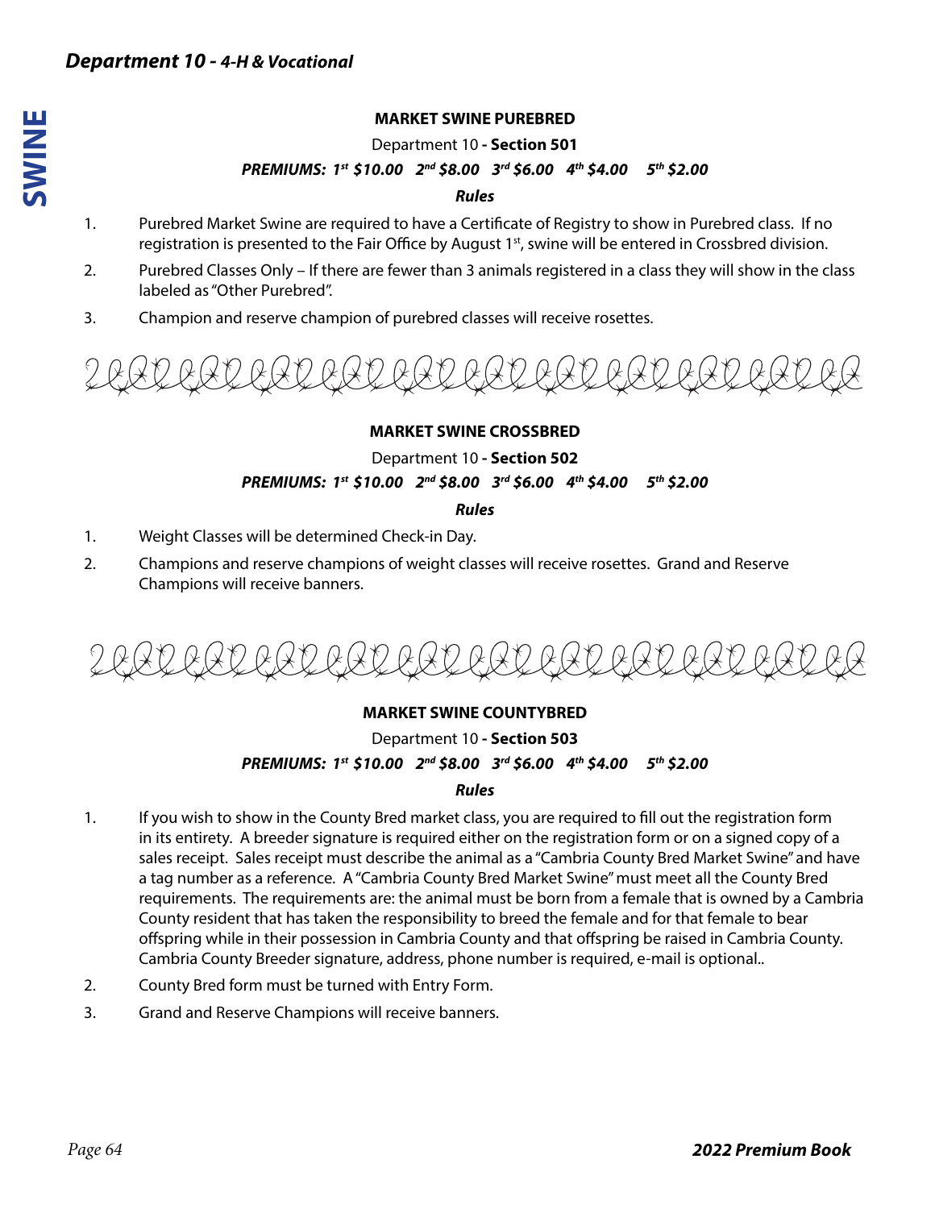## Department 10 - *4-H & Vocational*

### MARKET SWINE PUREBRED

Department 10 **- Section 501**

***PREMIUMS: 1st $10.00 2nd $8.00 3rd $6.00 4th $4.00 5th $2.00***

***Rules***

1. Purebred Market Swine are required to have a Certificate of Registry to show in Purebred class. If no registration is presented to the Fair Office by August 1st, swine will be entered in Crossbred division.
2. Purebred Classes Only – If there are fewer than 3 animals registered in a class they will show in the class labeled as "Other Purebred".
3. Champion and reserve champion of purebred classes will receive rosettes.

### MARKET SWINE CROSSBRED

Department 10 **- Section 502**

***PREMIUMS: 1st $10.00 2nd $8.00 3rd $6.00 4th $4.00 5th $2.00***

***Rules***

1. Weight Classes will be determined Check-in Day.
2. Champions and reserve champions of weight classes will receive rosettes. Grand and Reserve Champions will receive banners.

### MARKET SWINE COUNTYBRED

Department 10 **- Section 503**

***PREMIUMS: 1st $10.00 2nd $8.00 3rd $6.00 4th $4.00 5th $2.00***

***Rules***

1. If you wish to show in the County Bred market class, you are required to fill out the registration form in its entirety. A breeder signature is required either on the registration form or on a signed copy of a sales receipt. Sales receipt must describe the animal as a "Cambria County Bred Market Swine" and have a tag number as a reference. A "Cambria County Bred Market Swine" must meet all the County Bred requirements. The requirements are: the animal must be born from a female that is owned by a Cambria County resident that has taken the responsibility to breed the female and for that female to bear offspring while in their possession in Cambria County and that offspring be raised in Cambria County. Cambria County Breeder signature, address, phone number is required, e-mail is optional..
2. County Bred form must be turned with Entry Form.
3. Grand and Reserve Champions will receive banners.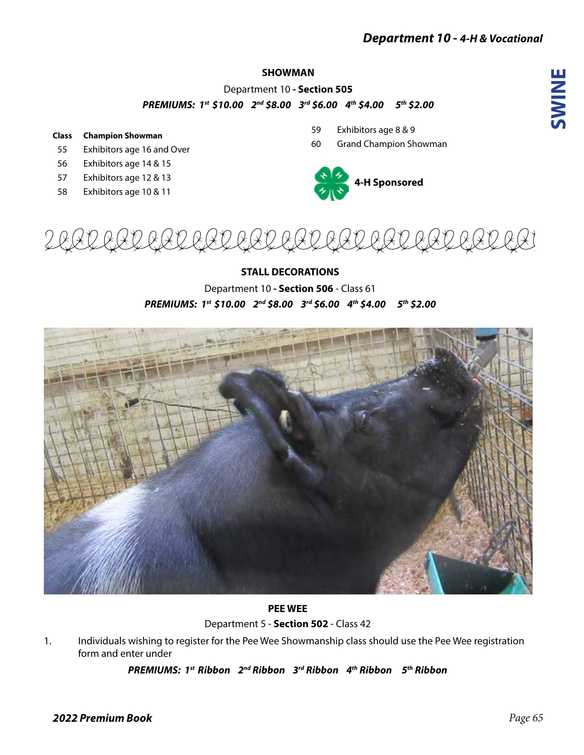## SHOWMAN

Department 10 **- Section 505**

***PREMIUMS: 1st $10.00 2nd $8.00 3rd $6.00 4th $4.00 5th $2.00***

| Class | Champion Showman |
|---|---|
| 55 | Exhibitors age 16 and Over |
| 56 | Exhibitors age 14 & 15 |
| 57 | Exhibitors age 12 & 13 |
| 58 | Exhibitors age 10 & 11 |
| 59 | Exhibitors age 8 & 9 |
| 60 | Grand Champion Showman |

**4-H Sponsored**

## STALL DECORATIONS

Department 10 **- Section 506** - Class 61

***PREMIUMS: 1st $10.00 2nd $8.00 3rd $6.00 4th $4.00 5th $2.00***

## PEE WEE

Department 5 - **Section 502** - Class 42

1. Individuals wishing to register for the Pee Wee Showmanship class should use the Pee Wee registration form and enter under

***PREMIUMS: 1st Ribbon 2nd Ribbon 3rd Ribbon 4th Ribbon 5th Ribbon***